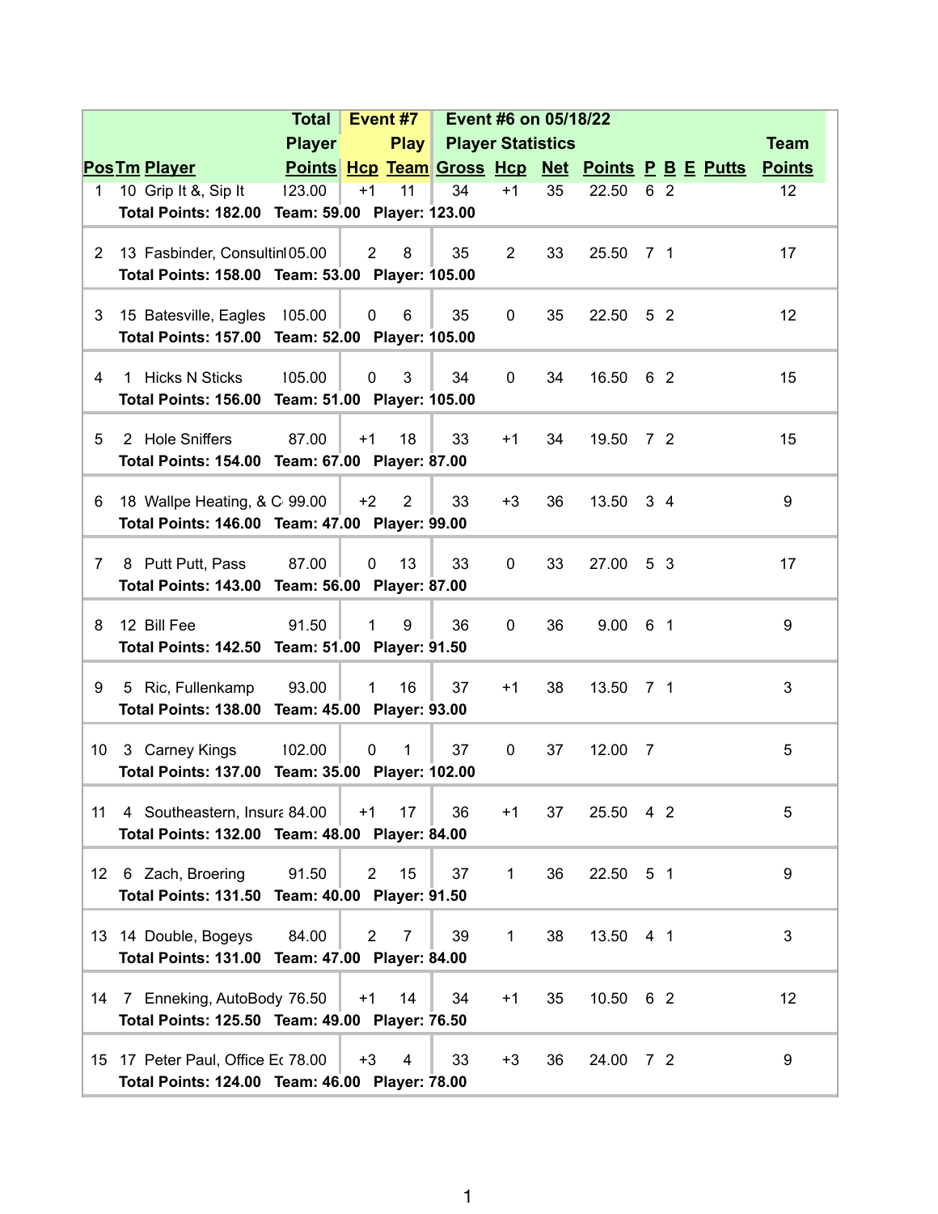| Pos | Tm | Player | Total Player Points | Event #7 Hcp | Play Team | Event #6 on 05/18/22 Player Statistics Gross | Hcp | Net | Points | P | B | E | Putts | Team Points |
|---|---|---|---|---|---|---|---|---|---|---|---|---|---|---|
| 1 | 10 | Grip It &, Sip It | 123.00 | +1 | 11 | 34 | +1 | 35 | 22.50 | 6 | 2 | | | 12 |
| | | **Total Points: 182.00 Team: 59.00 Player: 123.00** | | | | | | | | | | | | |
| 2 | 13 | Fasbinder, Consultin | 105.00 | 2 | 8 | 35 | 2 | 33 | 25.50 | 7 | 1 | | | 17 |
| | | **Total Points: 158.00 Team: 53.00 Player: 105.00** | | | | | | | | | | | | |
| 3 | 15 | Batesville, Eagles | 105.00 | 0 | 6 | 35 | 0 | 35 | 22.50 | 5 | 2 | | | 12 |
| | | **Total Points: 157.00 Team: 52.00 Player: 105.00** | | | | | | | | | | | | |
| 4 | 1 | Hicks N Sticks | 105.00 | 0 | 3 | 34 | 0 | 34 | 16.50 | 6 | 2 | | | 15 |
| | | **Total Points: 156.00 Team: 51.00 Player: 105.00** | | | | | | | | | | | | |
| 5 | 2 | Hole Sniffers | 87.00 | +1 | 18 | 33 | +1 | 34 | 19.50 | 7 | 2 | | | 15 |
| | | **Total Points: 154.00 Team: 67.00 Player: 87.00** | | | | | | | | | | | | |
| 6 | 18 | Wallpe Heating, & C | 99.00 | +2 | 2 | 33 | +3 | 36 | 13.50 | 3 | 4 | | | 9 |
| | | **Total Points: 146.00 Team: 47.00 Player: 99.00** | | | | | | | | | | | | |
| 7 | 8 | Putt Putt, Pass | 87.00 | 0 | 13 | 33 | 0 | 33 | 27.00 | 5 | 3 | | | 17 |
| | | **Total Points: 143.00 Team: 56.00 Player: 87.00** | | | | | | | | | | | | |
| 8 | 12 | Bill Fee | 91.50 | 1 | 9 | 36 | 0 | 36 | 9.00 | 6 | 1 | | | 9 |
| | | **Total Points: 142.50 Team: 51.00 Player: 91.50** | | | | | | | | | | | | |
| 9 | 5 | Ric, Fullenkamp | 93.00 | 1 | 16 | 37 | +1 | 38 | 13.50 | 7 | 1 | | | 3 |
| | | **Total Points: 138.00 Team: 45.00 Player: 93.00** | | | | | | | | | | | | |
| 10 | 3 | Carney Kings | 102.00 | 0 | 1 | 37 | 0 | 37 | 12.00 | 7 | | | | 5 |
| | | **Total Points: 137.00 Team: 35.00 Player: 102.00** | | | | | | | | | | | | |
| 11 | 4 | Southeastern, Insura | 84.00 | +1 | 17 | 36 | +1 | 37 | 25.50 | 4 | 2 | | | 5 |
| | | **Total Points: 132.00 Team: 48.00 Player: 84.00** | | | | | | | | | | | | |
| 12 | 6 | Zach, Broering | 91.50 | 2 | 15 | 37 | 1 | 36 | 22.50 | 5 | 1 | | | 9 |
| | | **Total Points: 131.50 Team: 40.00 Player: 91.50** | | | | | | | | | | | | |
| 13 | 14 | Double, Bogeys | 84.00 | 2 | 7 | 39 | 1 | 38 | 13.50 | 4 | 1 | | | 3 |
| | | **Total Points: 131.00 Team: 47.00 Player: 84.00** | | | | | | | | | | | | |
| 14 | 7 | Enneking, AutoBody | 76.50 | +1 | 14 | 34 | +1 | 35 | 10.50 | 6 | 2 | | | 12 |
| | | **Total Points: 125.50 Team: 49.00 Player: 76.50** | | | | | | | | | | | | |
| 15 | 17 | Peter Paul, Office Ec | 78.00 | +3 | 4 | 33 | +3 | 36 | 24.00 | 7 | 2 | | | 9 |
| | | **Total Points: 124.00 Team: 46.00 Player: 78.00** | | | | | | | | | | | | |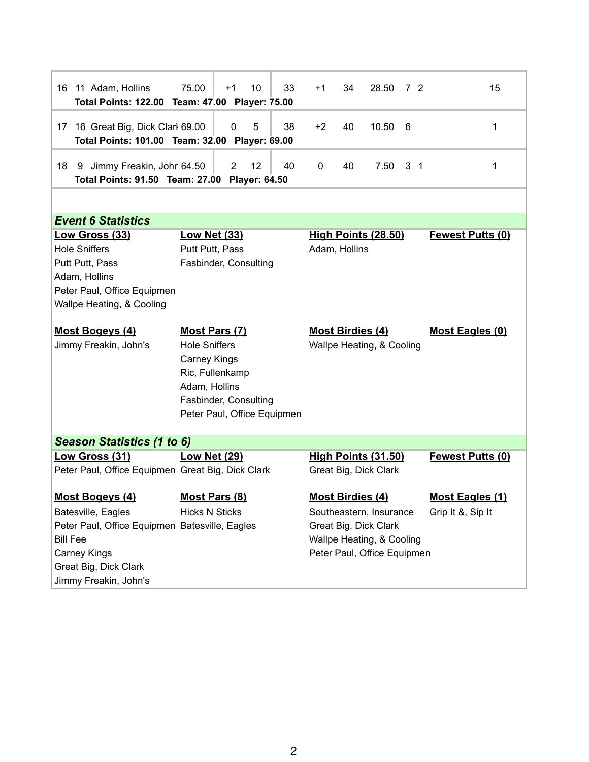| | | | | | | | | | | | | |
|---|---|---|---|---|---|---|---|---|---|---|---|---|
| 16 | 11 | Adam, Hollins | 75.00 | +1 | 10 | 33 | +1 | 34 | 28.50 | 7 | 2 | 15 |
| | | **Total Points: 122.00 Team: 47.00 Player: 75.00** | | | | | | | | | | |
| 17 | 16 | Great Big, Dick Clarl | 69.00 | 0 | 5 | 38 | +2 | 40 | 10.50 | 6 | | 1 |
| | | **Total Points: 101.00 Team: 32.00 Player: 69.00** | | | | | | | | | | |
| 18 | 9 | Jimmy Freakin, Johr | 64.50 | 2 | 12 | 40 | 0 | 40 | 7.50 | 3 | 1 | 1 |
| | | **Total Points: 91.50 Team: 27.00 Player: 64.50** | | | | | | | | | | |

## *Event 6 Statistics*

**Low Gross (33)**
Hole Sniffers
Putt Putt, Pass
Adam, Hollins
Peter Paul, Office Equipmen
Wallpe Heating, & Cooling

**Low Net (33)**
Putt Putt, Pass
Fasbinder, Consulting

**High Points (28.50)**
Adam, Hollins

**Fewest Putts (0)**

**Most Bogeys (4)**
Jimmy Freakin, John's

**Most Pars (7)**
Hole Sniffers
Carney Kings
Ric, Fullenkamp
Adam, Hollins
Fasbinder, Consulting
Peter Paul, Office Equipmen

**Most Birdies (4)**
Wallpe Heating, & Cooling

**Most Eagles (0)**

## *Season Statistics (1 to 6)*

**Low Gross (31)**
Peter Paul, Office Equipmen

**Low Net (29)**
Great Big, Dick Clark

**High Points (31.50)**
Great Big, Dick Clark

**Fewest Putts (0)**

**Most Bogeys (4)**
Batesville, Eagles
Peter Paul, Office Equipmen
Bill Fee
Carney Kings
Great Big, Dick Clark
Jimmy Freakin, John's

**Most Pars (8)**
Hicks N Sticks
Batesville, Eagles

**Most Birdies (4)**
Southeastern, Insurance
Great Big, Dick Clark
Wallpe Heating, & Cooling
Peter Paul, Office Equipmen

**Most Eagles (1)**
Grip It &, Sip It